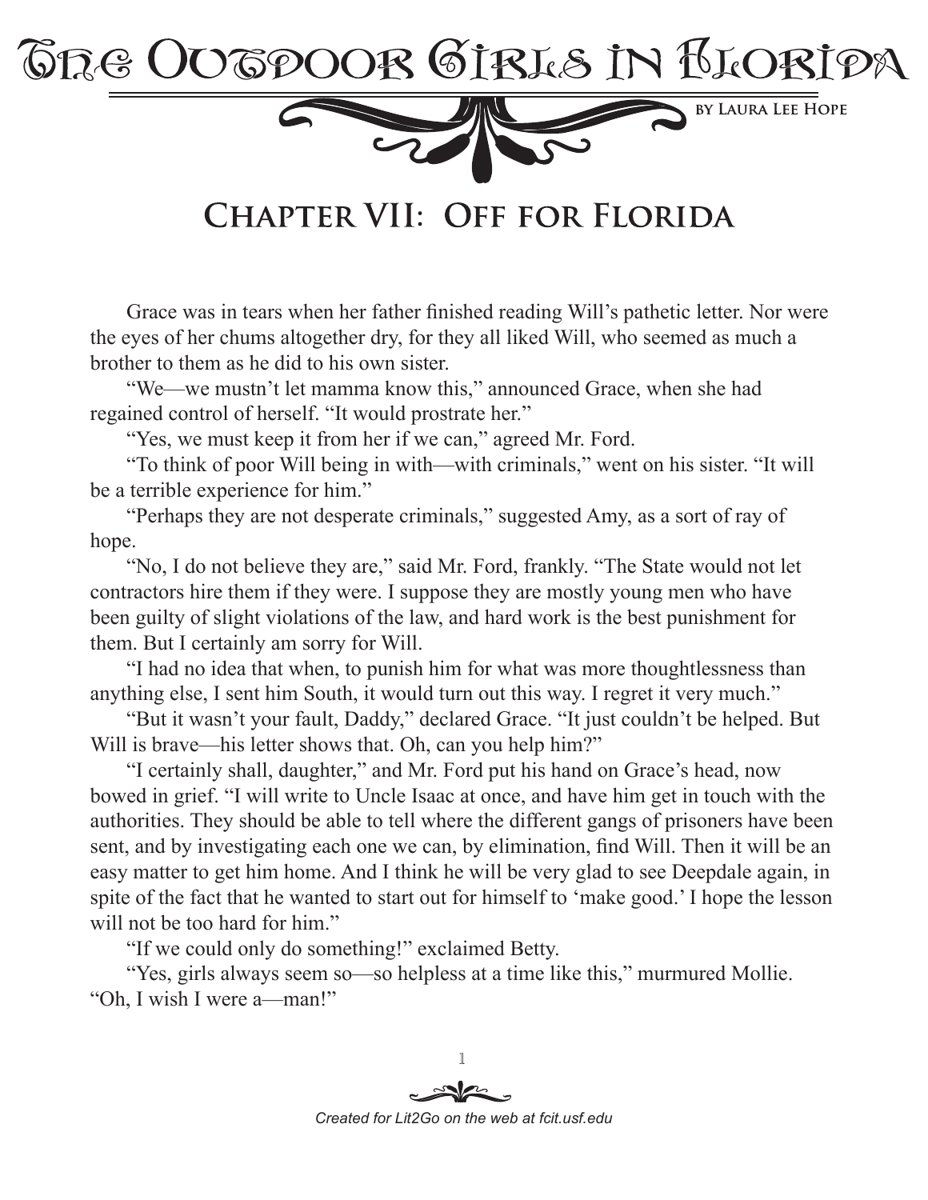# The Outdoor Girls in Florida

by Laura Lee Hope

## Chapter VII: Off for Florida

Grace was in tears when her father finished reading Will's pathetic letter. Nor were the eyes of her chums altogether dry, for they all liked Will, who seemed as much a brother to them as he did to his own sister.

"We—we mustn't let mamma know this," announced Grace, when she had regained control of herself. "It would prostrate her."

"Yes, we must keep it from her if we can," agreed Mr. Ford.

"To think of poor Will being in with—with criminals," went on his sister. "It will be a terrible experience for him."

"Perhaps they are not desperate criminals," suggested Amy, as a sort of ray of hope.

"No, I do not believe they are," said Mr. Ford, frankly. "The State would not let contractors hire them if they were. I suppose they are mostly young men who have been guilty of slight violations of the law, and hard work is the best punishment for them. But I certainly am sorry for Will.

"I had no idea that when, to punish him for what was more thoughtlessness than anything else, I sent him South, it would turn out this way. I regret it very much."

"But it wasn't your fault, Daddy," declared Grace. "It just couldn't be helped. But Will is brave—his letter shows that. Oh, can you help him?"

"I certainly shall, daughter," and Mr. Ford put his hand on Grace's head, now bowed in grief. "I will write to Uncle Isaac at once, and have him get in touch with the authorities. They should be able to tell where the different gangs of prisoners have been sent, and by investigating each one we can, by elimination, find Will. Then it will be an easy matter to get him home. And I think he will be very glad to see Deepdale again, in spite of the fact that he wanted to start out for himself to 'make good.' I hope the lesson will not be too hard for him."

"If we could only do something!" exclaimed Betty.

"Yes, girls always seem so—so helpless at a time like this," murmured Mollie. "Oh, I wish I were a—man!"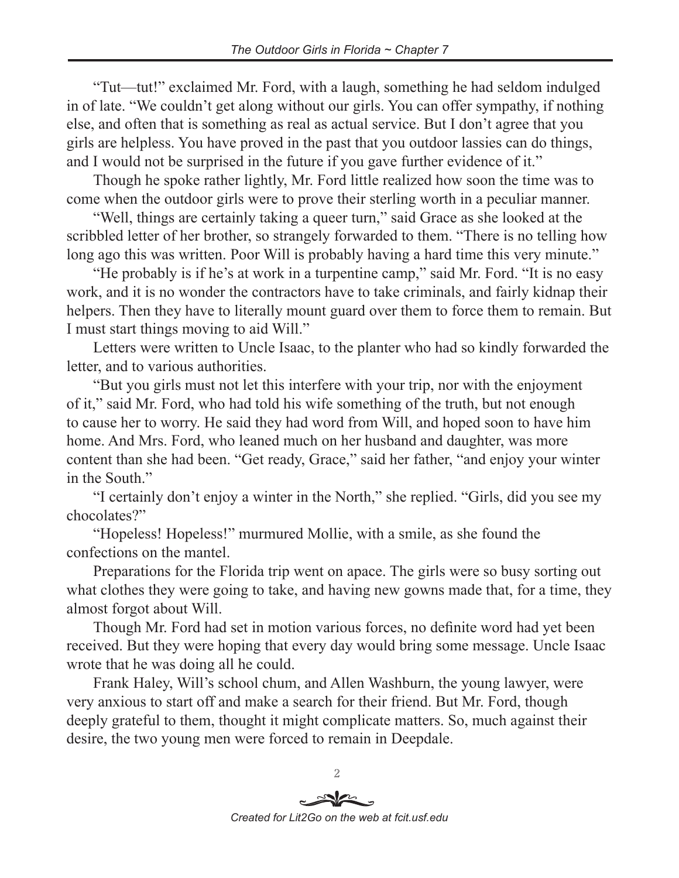"Tut—tut!" exclaimed Mr. Ford, with a laugh, something he had seldom indulged in of late. "We couldn't get along without our girls. You can offer sympathy, if nothing else, and often that is something as real as actual service. But I don't agree that you girls are helpless. You have proved in the past that you outdoor lassies can do things, and I would not be surprised in the future if you gave further evidence of it."

Though he spoke rather lightly, Mr. Ford little realized how soon the time was to come when the outdoor girls were to prove their sterling worth in a peculiar manner.

"Well, things are certainly taking a queer turn," said Grace as she looked at the scribbled letter of her brother, so strangely forwarded to them. "There is no telling how long ago this was written. Poor Will is probably having a hard time this very minute."

"He probably is if he's at work in a turpentine camp," said Mr. Ford. "It is no easy work, and it is no wonder the contractors have to take criminals, and fairly kidnap their helpers. Then they have to literally mount guard over them to force them to remain. But I must start things moving to aid Will."

Letters were written to Uncle Isaac, to the planter who had so kindly forwarded the letter, and to various authorities.

"But you girls must not let this interfere with your trip, nor with the enjoyment of it," said Mr. Ford, who had told his wife something of the truth, but not enough to cause her to worry. He said they had word from Will, and hoped soon to have him home. And Mrs. Ford, who leaned much on her husband and daughter, was more content than she had been. "Get ready, Grace," said her father, "and enjoy your winter in the South."

"I certainly don't enjoy a winter in the North," she replied. "Girls, did you see my chocolates?"

"Hopeless! Hopeless!" murmured Mollie, with a smile, as she found the confections on the mantel.

Preparations for the Florida trip went on apace. The girls were so busy sorting out what clothes they were going to take, and having new gowns made that, for a time, they almost forgot about Will.

Though Mr. Ford had set in motion various forces, no definite word had yet been received. But they were hoping that every day would bring some message. Uncle Isaac wrote that he was doing all he could.

Frank Haley, Will's school chum, and Allen Washburn, the young lawyer, were very anxious to start off and make a search for their friend. But Mr. Ford, though deeply grateful to them, thought it might complicate matters. So, much against their desire, the two young men were forced to remain in Deepdale.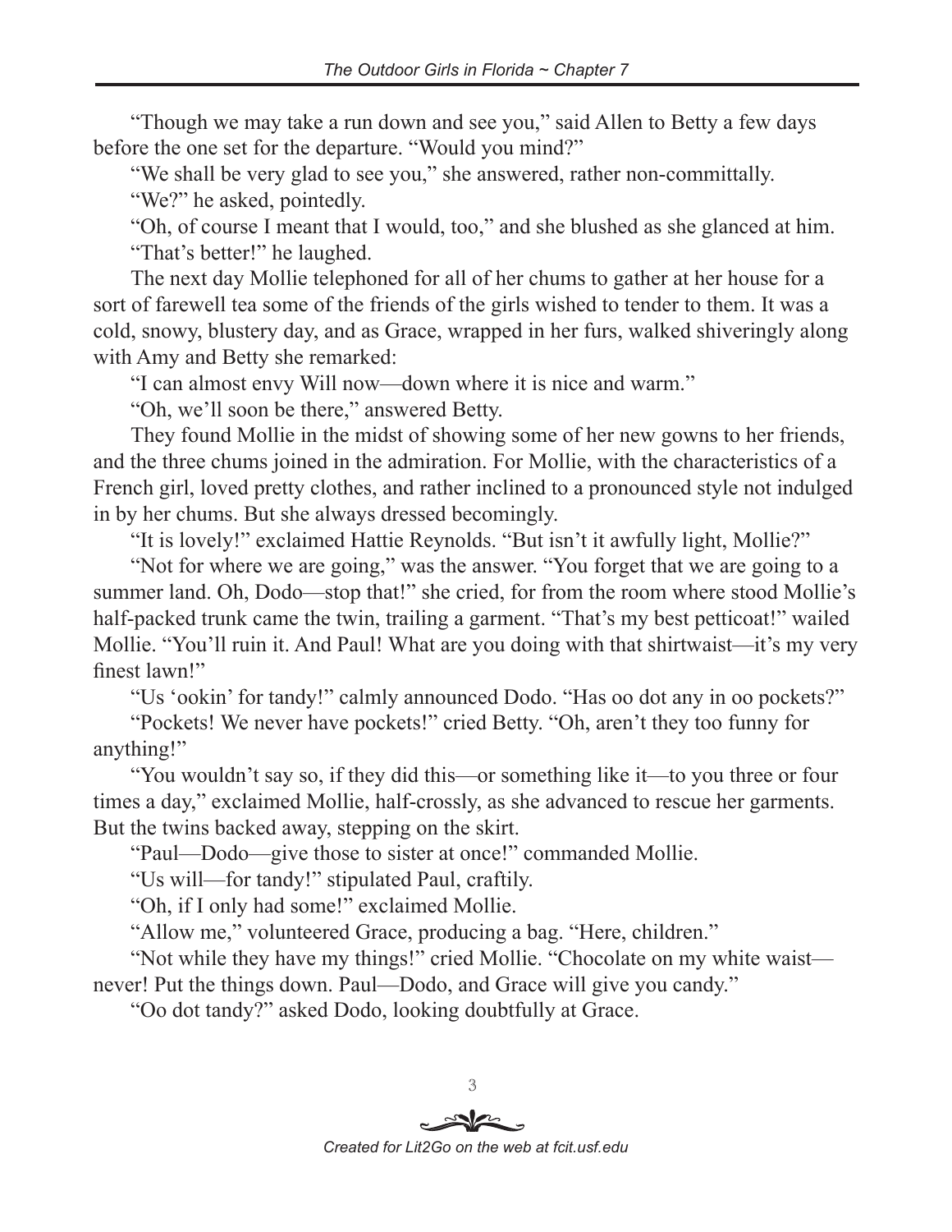"Though we may take a run down and see you," said Allen to Betty a few days before the one set for the departure. "Would you mind?"

"We shall be very glad to see you," she answered, rather non-committally.

"We?" he asked, pointedly.

"Oh, of course I meant that I would, too," and she blushed as she glanced at him.

"That's better!" he laughed.

The next day Mollie telephoned for all of her chums to gather at her house for a sort of farewell tea some of the friends of the girls wished to tender to them. It was a cold, snowy, blustery day, and as Grace, wrapped in her furs, walked shiveringly along with Amy and Betty she remarked:

"I can almost envy Will now—down where it is nice and warm."

"Oh, we'll soon be there," answered Betty.

They found Mollie in the midst of showing some of her new gowns to her friends, and the three chums joined in the admiration. For Mollie, with the characteristics of a French girl, loved pretty clothes, and rather inclined to a pronounced style not indulged in by her chums. But she always dressed becomingly.

"It is lovely!" exclaimed Hattie Reynolds. "But isn't it awfully light, Mollie?"

"Not for where we are going," was the answer. "You forget that we are going to a summer land. Oh, Dodo—stop that!" she cried, for from the room where stood Mollie's half-packed trunk came the twin, trailing a garment. "That's my best petticoat!" wailed Mollie. "You'll ruin it. And Paul! What are you doing with that shirtwaist—it's my very finest lawn!"

"Us 'ookin' for tandy!" calmly announced Dodo. "Has oo dot any in oo pockets?"

"Pockets! We never have pockets!" cried Betty. "Oh, aren't they too funny for anything!"

"You wouldn't say so, if they did this—or something like it—to you three or four times a day," exclaimed Mollie, half-crossly, as she advanced to rescue her garments. But the twins backed away, stepping on the skirt.

"Paul—Dodo—give those to sister at once!" commanded Mollie.

"Us will—for tandy!" stipulated Paul, craftily.

"Oh, if I only had some!" exclaimed Mollie.

"Allow me," volunteered Grace, producing a bag. "Here, children."

"Not while they have my things!" cried Mollie. "Chocolate on my white waist—never! Put the things down. Paul—Dodo, and Grace will give you candy."

"Oo dot tandy?" asked Dodo, looking doubtfully at Grace.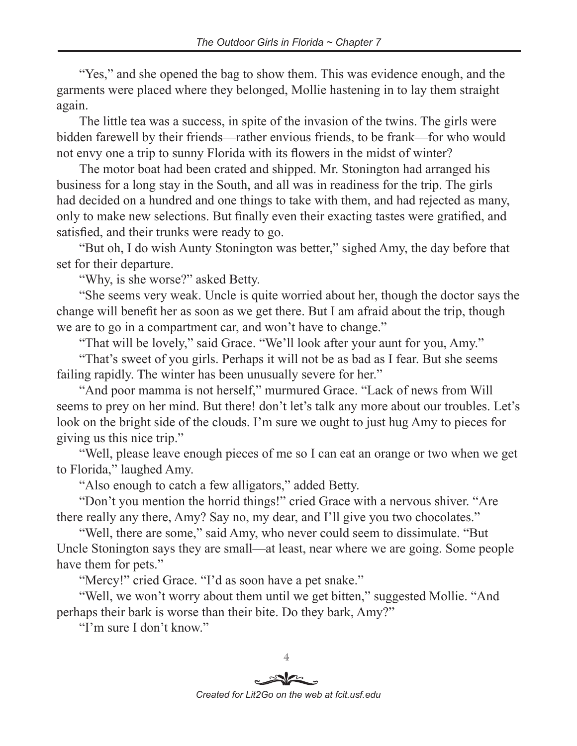"Yes," and she opened the bag to show them. This was evidence enough, and the garments were placed where they belonged, Mollie hastening in to lay them straight again.

The little tea was a success, in spite of the invasion of the twins. The girls were bidden farewell by their friends—rather envious friends, to be frank—for who would not envy one a trip to sunny Florida with its flowers in the midst of winter?

The motor boat had been crated and shipped. Mr. Stonington had arranged his business for a long stay in the South, and all was in readiness for the trip. The girls had decided on a hundred and one things to take with them, and had rejected as many, only to make new selections. But finally even their exacting tastes were gratified, and satisfied, and their trunks were ready to go.

"But oh, I do wish Aunty Stonington was better," sighed Amy, the day before that set for their departure.

"Why, is she worse?" asked Betty.

"She seems very weak. Uncle is quite worried about her, though the doctor says the change will benefit her as soon as we get there. But I am afraid about the trip, though we are to go in a compartment car, and won't have to change."

"That will be lovely," said Grace. "We'll look after your aunt for you, Amy."

"That's sweet of you girls. Perhaps it will not be as bad as I fear. But she seems failing rapidly. The winter has been unusually severe for her."

"And poor mamma is not herself," murmured Grace. "Lack of news from Will seems to prey on her mind. But there! don't let's talk any more about our troubles. Let's look on the bright side of the clouds. I'm sure we ought to just hug Amy to pieces for giving us this nice trip."

"Well, please leave enough pieces of me so I can eat an orange or two when we get to Florida," laughed Amy.

"Also enough to catch a few alligators," added Betty.

"Don't you mention the horrid things!" cried Grace with a nervous shiver. "Are there really any there, Amy? Say no, my dear, and I'll give you two chocolates."

"Well, there are some," said Amy, who never could seem to dissimulate. "But Uncle Stonington says they are small—at least, near where we are going. Some people have them for pets."

"Mercy!" cried Grace. "I'd as soon have a pet snake."

"Well, we won't worry about them until we get bitten," suggested Mollie. "And perhaps their bark is worse than their bite. Do they bark, Amy?"

"I'm sure I don't know."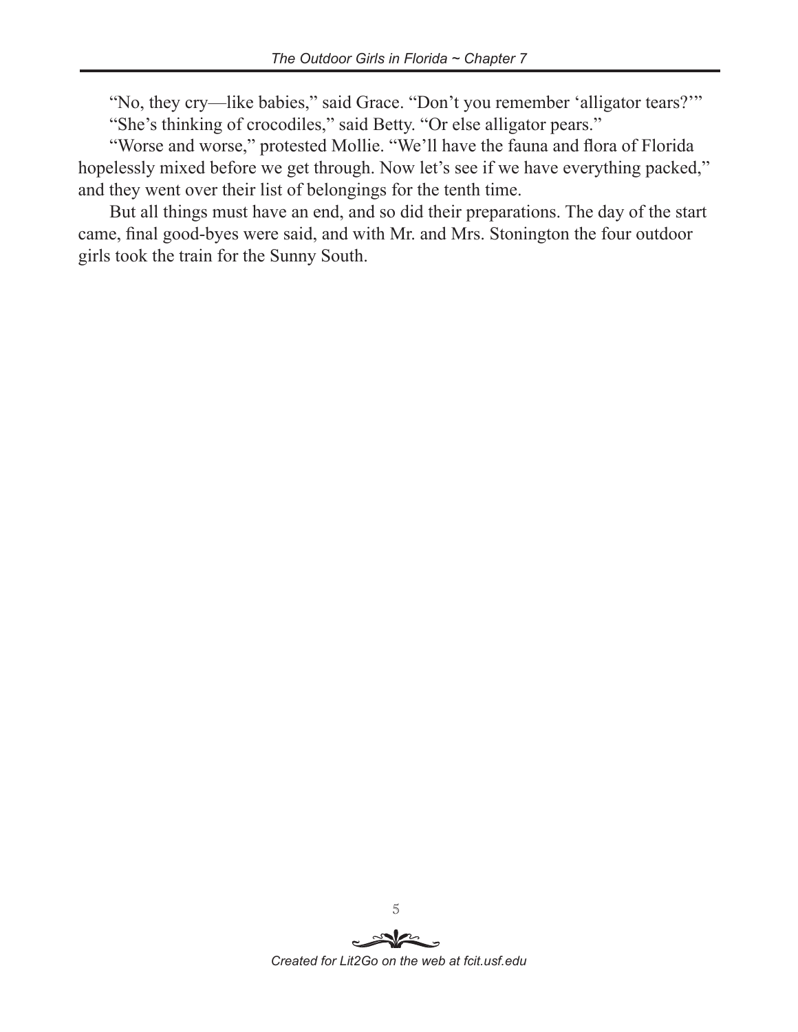"No, they cry—like babies," said Grace. "Don't you remember 'alligator tears?'"

"She's thinking of crocodiles," said Betty. "Or else alligator pears."

"Worse and worse," protested Mollie. "We'll have the fauna and flora of Florida hopelessly mixed before we get through. Now let's see if we have everything packed," and they went over their list of belongings for the tenth time.

But all things must have an end, and so did their preparations. The day of the start came, final good-byes were said, and with Mr. and Mrs. Stonington the four outdoor girls took the train for the Sunny South.